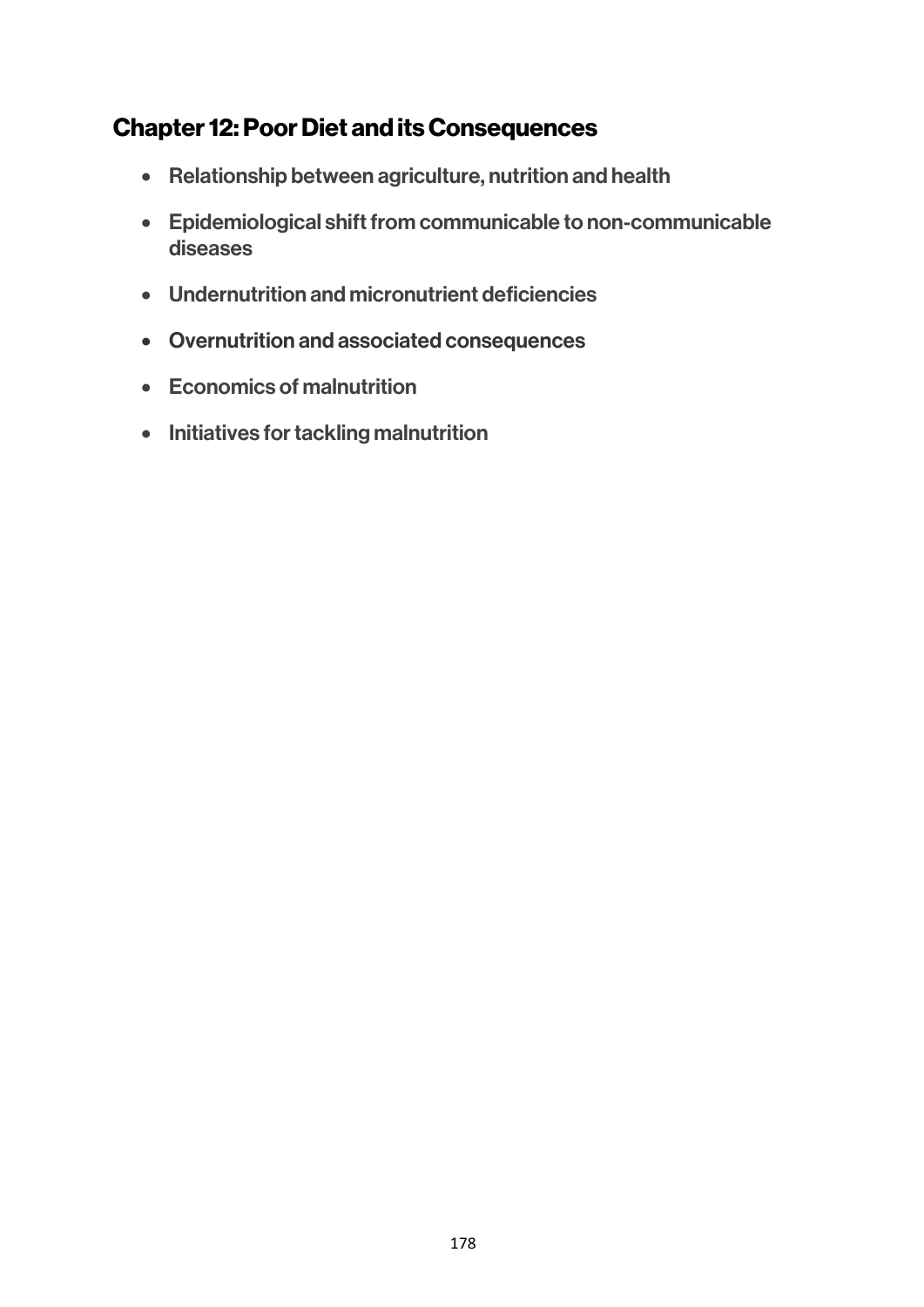## Chapter 12: Poor Diet and its Consequences

- Relationship between agriculture, nutrition and health
- Epidemiological shift from communicable to non-communicable diseases
- Undernutrition and micronutrient deficiencies
- Overnutrition and associated consequences
- Economics of malnutrition
- Initiatives for tackling malnutrition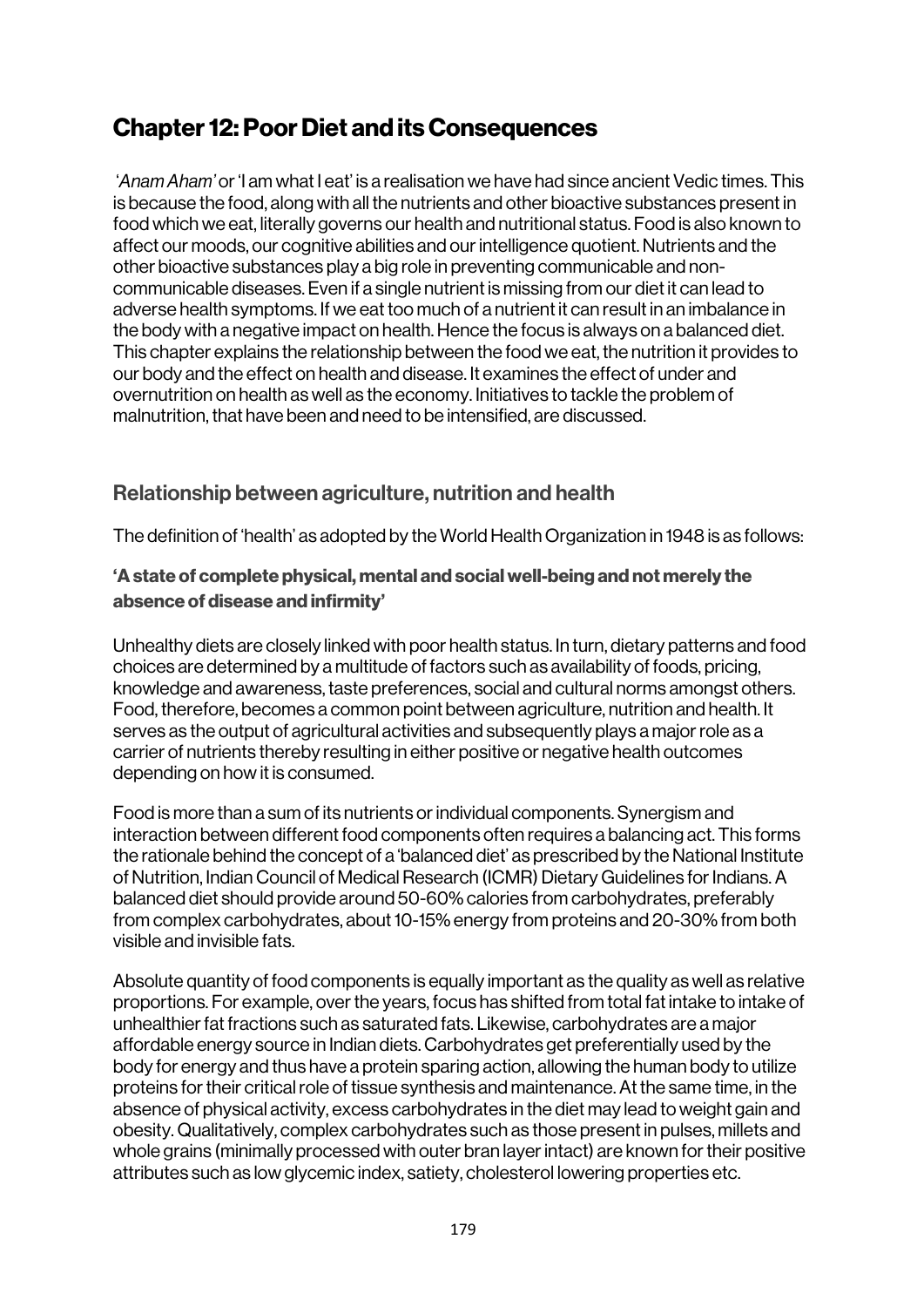# Chapter 12: Poor Diet and its Consequences

'*Anam Aham*' or 'I am what I eat' is a realisation we have had since ancient Vedic times. This is because the food, along with all the nutrients and other bioactive substances present in food which we eat, literally governs our health and nutritional status. Food is also known to affect our moods, our cognitive abilities and our intelligence quotient. Nutrients and the other bioactive substances play a big role in preventing communicable and non-communicable diseases. Even if a single nutrient is missing from our diet it can lead to adverse health symptoms. If we eat too much of a nutrient it can result in an imbalance in the body with a negative impact on health. Hence the focus is always on a balanced diet. This chapter explains the relationship between the food we eat, the nutrition it provides to our body and the effect on health and disease. It examines the effect of under and overnutrition on health as well as the economy. Initiatives to tackle the problem of malnutrition, that have been and need to be intensified, are discussed.

## Relationship between agriculture, nutrition and health

The definition of 'health' as adopted by the World Health Organization in 1948 is as follows:

**'A state of complete physical, mental and social well-being and not merely the absence of disease and infirmity'**

Unhealthy diets are closely linked with poor health status. In turn, dietary patterns and food choices are determined by a multitude of factors such as availability of foods, pricing, knowledge and awareness, taste preferences, social and cultural norms amongst others. Food, therefore, becomes a common point between agriculture, nutrition and health. It serves as the output of agricultural activities and subsequently plays a major role as a carrier of nutrients thereby resulting in either positive or negative health outcomes depending on how it is consumed.

Food is more than a sum of its nutrients or individual components. Synergism and interaction between different food components often requires a balancing act. This forms the rationale behind the concept of a 'balanced diet' as prescribed by the National Institute of Nutrition, Indian Council of Medical Research (ICMR) Dietary Guidelines for Indians. A balanced diet should provide around 50-60% calories from carbohydrates, preferably from complex carbohydrates, about 10-15% energy from proteins and 20-30% from both visible and invisible fats.

Absolute quantity of food components is equally important as the quality as well as relative proportions. For example, over the years, focus has shifted from total fat intake to intake of unhealthier fat fractions such as saturated fats. Likewise, carbohydrates are a major affordable energy source in Indian diets. Carbohydrates get preferentially used by the body for energy and thus have a protein sparing action, allowing the human body to utilize proteins for their critical role of tissue synthesis and maintenance. At the same time, in the absence of physical activity, excess carbohydrates in the diet may lead to weight gain and obesity. Qualitatively, complex carbohydrates such as those present in pulses, millets and whole grains (minimally processed with outer bran layer intact) are known for their positive attributes such as low glycemic index, satiety, cholesterol lowering properties etc.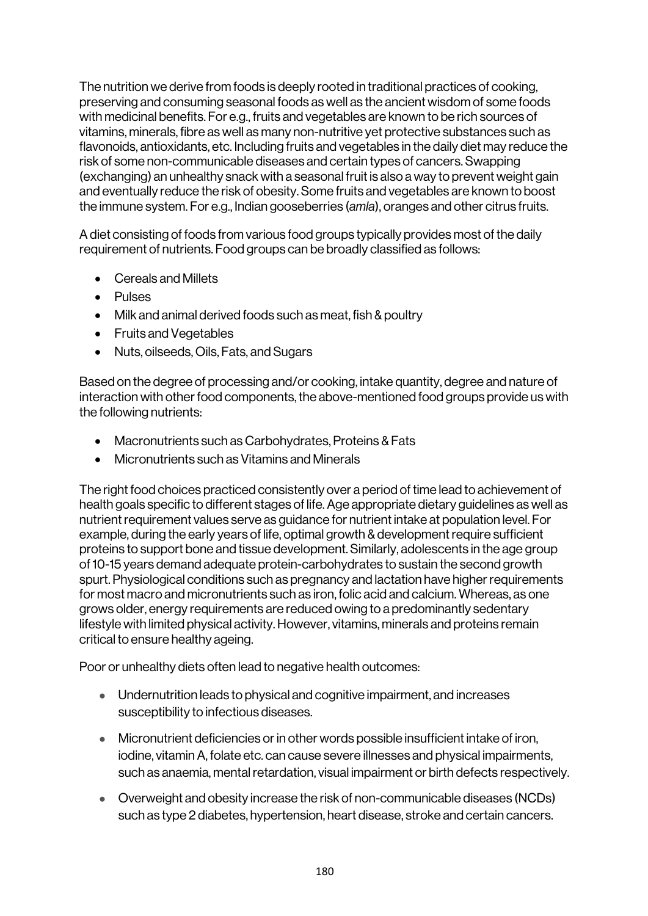The nutrition we derive from foods is deeply rooted in traditional practices of cooking, preserving and consuming seasonal foods as well as the ancient wisdom of some foods with medicinal benefits. For e.g., fruits and vegetables are known to be rich sources of vitamins, minerals, fibre as well as many non-nutritive yet protective substances such as flavonoids, antioxidants, etc. Including fruits and vegetables in the daily diet may reduce the risk of some non-communicable diseases and certain types of cancers. Swapping (exchanging) an unhealthy snack with a seasonal fruit is also a way to prevent weight gain and eventually reduce the risk of obesity. Some fruits and vegetables are known to boost the immune system. For e.g., Indian gooseberries (*amla*), oranges and other citrus fruits.

A diet consisting of foods from various food groups typically provides most of the daily requirement of nutrients. Food groups can be broadly classified as follows:

- Cereals and Millets
- Pulses
- Milk and animal derived foods such as meat, fish & poultry
- Fruits and Vegetables
- Nuts, oilseeds, Oils, Fats, and Sugars

Based on the degree of processing and/or cooking, intake quantity, degree and nature of interaction with other food components, the above-mentioned food groups provide us with the following nutrients:

- Macronutrients such as Carbohydrates, Proteins & Fats
- Micronutrients such as Vitamins and Minerals

The right food choices practiced consistently over a period of time lead to achievement of health goals specific to different stages of life. Age appropriate dietary guidelines as well as nutrient requirement values serve as guidance for nutrient intake at population level. For example, during the early years of life, optimal growth & development require sufficient proteins to support bone and tissue development. Similarly, adolescents in the age group of 10-15 years demand adequate protein-carbohydrates to sustain the second growth spurt. Physiological conditions such as pregnancy and lactation have higher requirements for most macro and micronutrients such as iron, folic acid and calcium. Whereas, as one grows older, energy requirements are reduced owing to a predominantly sedentary lifestyle with limited physical activity. However, vitamins, minerals and proteins remain critical to ensure healthy ageing.

Poor or unhealthy diets often lead to negative health outcomes:

- Undernutrition leads to physical and cognitive impairment, and increases susceptibility to infectious diseases.
- Micronutrient deficiencies or in other words possible insufficient intake of iron, iodine, vitamin A, folate etc. can cause severe illnesses and physical impairments, such as anaemia, mental retardation, visual impairment or birth defects respectively.
- Overweight and obesity increase the risk of non-communicable diseases (NCDs) such as type 2 diabetes, hypertension, heart disease, stroke and certain cancers.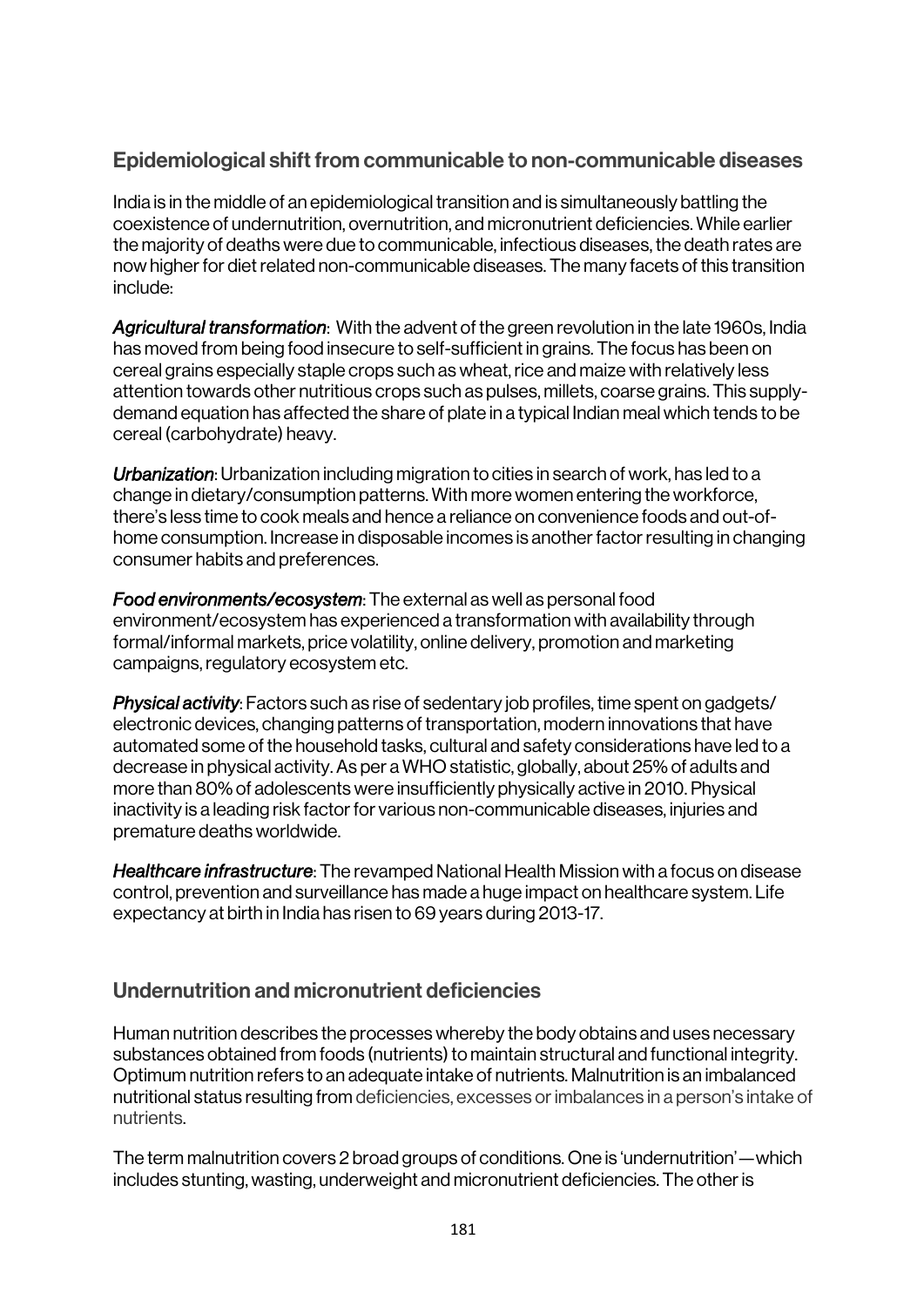## Epidemiological shift from communicable to non-communicable diseases

India is in the middle of an epidemiological transition and is simultaneously battling the coexistence of undernutrition, overnutrition, and micronutrient deficiencies. While earlier the majority of deaths were due to communicable, infectious diseases, the death rates are now higher for diet related non-communicable diseases. The many facets of this transition include:

***Agricultural transformation***: With the advent of the green revolution in the late 1960s, India has moved from being food insecure to self-sufficient in grains. The focus has been on cereal grains especially staple crops such as wheat, rice and maize with relatively less attention towards other nutritious crops such as pulses, millets, coarse grains. This supply-demand equation has affected the share of plate in a typical Indian meal which tends to be cereal (carbohydrate) heavy.

***Urbanization***: Urbanization including migration to cities in search of work, has led to a change in dietary/consumption patterns. With more women entering the workforce, there's less time to cook meals and hence a reliance on convenience foods and out-of-home consumption. Increase in disposable incomes is another factor resulting in changing consumer habits and preferences.

***Food environments/ecosystem***: The external as well as personal food environment/ecosystem has experienced a transformation with availability through formal/informal markets, price volatility, online delivery, promotion and marketing campaigns, regulatory ecosystem etc.

***Physical activity***: Factors such as rise of sedentary job profiles, time spent on gadgets/ electronic devices, changing patterns of transportation, modern innovations that have automated some of the household tasks, cultural and safety considerations have led to a decrease in physical activity. As per a WHO statistic, globally, about 25% of adults and more than 80% of adolescents were insufficiently physically active in 2010. Physical inactivity is a leading risk factor for various non-communicable diseases, injuries and premature deaths worldwide.

***Healthcare infrastructure***: The revamped National Health Mission with a focus on disease control, prevention and surveillance has made a huge impact on healthcare system. Life expectancy at birth in India has risen to 69 years during 2013-17.

## Undernutrition and micronutrient deficiencies

Human nutrition describes the processes whereby the body obtains and uses necessary substances obtained from foods (nutrients) to maintain structural and functional integrity. Optimum nutrition refers to an adequate intake of nutrients. Malnutrition is an imbalanced nutritional status resulting from deficiencies, excesses or imbalances in a person's intake of nutrients.

The term malnutrition covers 2 broad groups of conditions. One is 'undernutrition'—which includes stunting, wasting, underweight and micronutrient deficiencies. The other is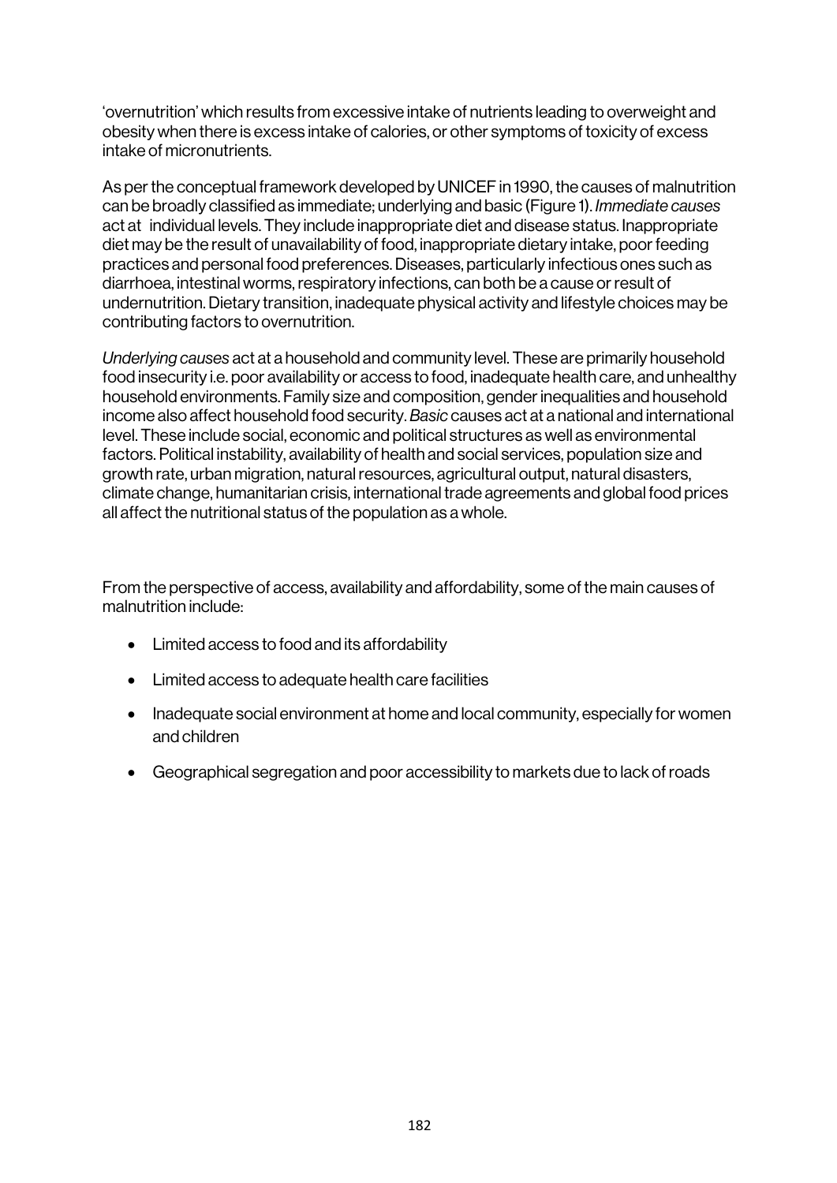'overnutrition' which results from excessive intake of nutrients leading to overweight and obesity when there is excess intake of calories, or other symptoms of toxicity of excess intake of micronutrients.

As per the conceptual framework developed by UNICEF in 1990, the causes of malnutrition can be broadly classified as immediate; underlying and basic (Figure 1). *Immediate causes* act at individual levels. They include inappropriate diet and disease status. Inappropriate diet may be the result of unavailability of food, inappropriate dietary intake, poor feeding practices and personal food preferences. Diseases, particularly infectious ones such as diarrhoea, intestinal worms, respiratory infections, can both be a cause or result of undernutrition. Dietary transition, inadequate physical activity and lifestyle choices may be contributing factors to overnutrition.

*Underlying causes* act at a household and community level. These are primarily household food insecurity i.e. poor availability or access to food, inadequate health care, and unhealthy household environments. Family size and composition, gender inequalities and household income also affect household food security. *Basic* causes act at a national and international level. These include social, economic and political structures as well as environmental factors. Political instability, availability of health and social services, population size and growth rate, urban migration, natural resources, agricultural output, natural disasters, climate change, humanitarian crisis, international trade agreements and global food prices all affect the nutritional status of the population as a whole.

From the perspective of access, availability and affordability, some of the main causes of malnutrition include:

- Limited access to food and its affordability
- Limited access to adequate health care facilities
- Inadequate social environment at home and local community, especially for women and children
- Geographical segregation and poor accessibility to markets due to lack of roads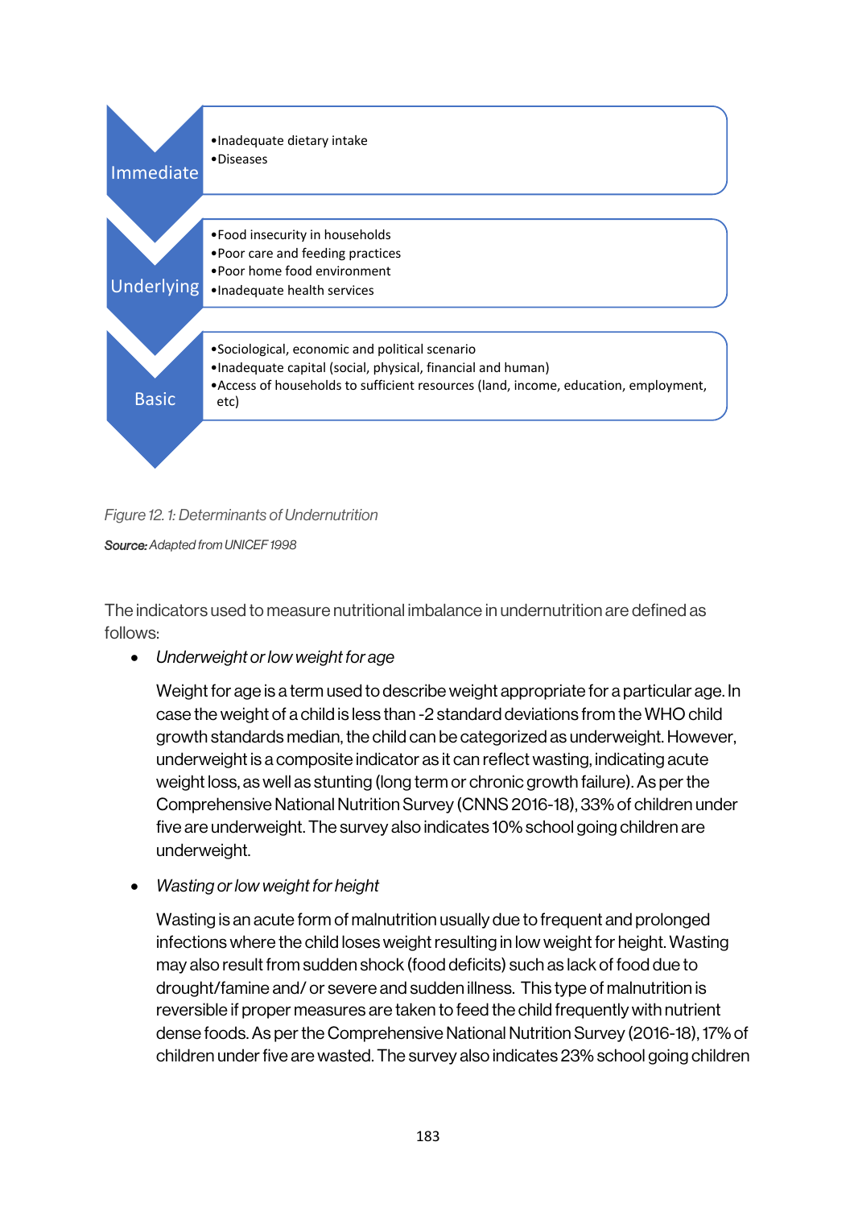**Immediate**

- Inadequate dietary intake
- Diseases

**Underlying**

- Food insecurity in households
- Poor care and feeding practices
- Poor home food environment
- Inadequate health services

**Basic**

- Sociological, economic and political scenario
- Inadequate capital (social, physical, financial and human)
- Access of households to sufficient resources (land, income, education, employment, etc)

*Figure 12. 1: Determinants of Undernutrition*

***Source:*** *Adapted from UNICEF 1998*

The indicators used to measure nutritional imbalance in undernutrition are defined as follows:

- *Underweight or low weight for age*

  Weight for age is a term used to describe weight appropriate for a particular age. In case the weight of a child is less than -2 standard deviations from the WHO child growth standards median, the child can be categorized as underweight. However, underweight is a composite indicator as it can reflect wasting, indicating acute weight loss, as well as stunting (long term or chronic growth failure). As per the Comprehensive National Nutrition Survey (CNNS 2016-18), 33% of children under five are underweight. The survey also indicates 10% school going children are underweight.

- *Wasting or low weight for height*

  Wasting is an acute form of malnutrition usually due to frequent and prolonged infections where the child loses weight resulting in low weight for height. Wasting may also result from sudden shock (food deficits) such as lack of food due to drought/famine and/ or severe and sudden illness. This type of malnutrition is reversible if proper measures are taken to feed the child frequently with nutrient dense foods. As per the Comprehensive National Nutrition Survey (2016-18), 17% of children under five are wasted. The survey also indicates 23% school going children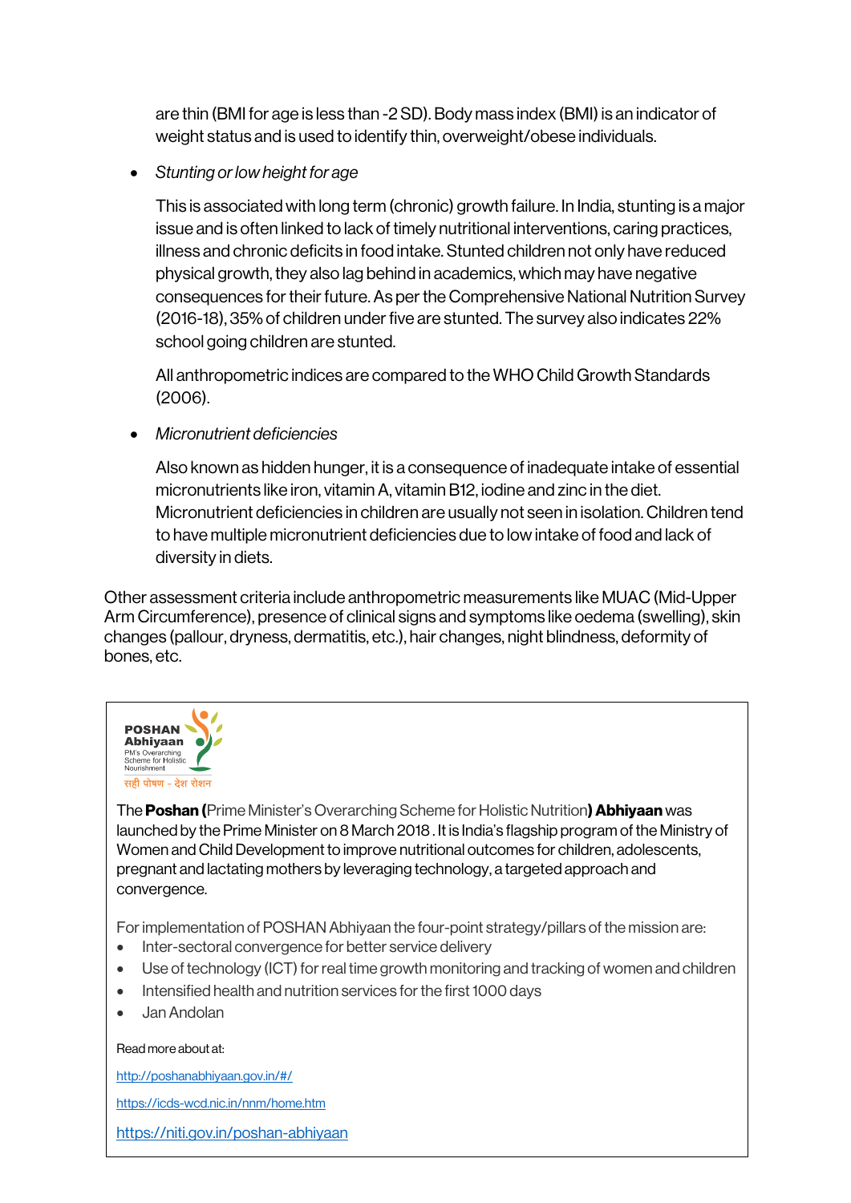are thin (BMI for age is less than -2 SD). Body mass index (BMI) is an indicator of weight status and is used to identify thin, overweight/obese individuals.

- *Stunting or low height for age*

  This is associated with long term (chronic) growth failure. In India, stunting is a major issue and is often linked to lack of timely nutritional interventions, caring practices, illness and chronic deficits in food intake. Stunted children not only have reduced physical growth, they also lag behind in academics, which may have negative consequences for their future. As per the Comprehensive National Nutrition Survey (2016-18), 35% of children under five are stunted. The survey also indicates 22% school going children are stunted.

  All anthropometric indices are compared to the WHO Child Growth Standards (2006).

- *Micronutrient deficiencies*

  Also known as hidden hunger, it is a consequence of inadequate intake of essential micronutrients like iron, vitamin A, vitamin B12, iodine and zinc in the diet. Micronutrient deficiencies in children are usually not seen in isolation. Children tend to have multiple micronutrient deficiencies due to low intake of food and lack of diversity in diets.

Other assessment criteria include anthropometric measurements like MUAC (Mid-Upper Arm Circumference), presence of clinical signs and symptoms like oedema (swelling), skin changes (pallour, dryness, dermatitis, etc.), hair changes, night blindness, deformity of bones, etc.

---

**POSHAN Abhiyaan**
PM's Overarching Scheme for Holistic Nourishment
सही पोषण - देश रोशन

The **Poshan (**Prime Minister's Overarching Scheme for Holistic Nutrition**) Abhiyaan** was launched by the Prime Minister on 8 March 2018 . It is India's flagship program of the Ministry of Women and Child Development to improve nutritional outcomes for children, adolescents, pregnant and lactating mothers by leveraging technology, a targeted approach and convergence.

For implementation of POSHAN Abhiyaan the four-point strategy/pillars of the mission are:

- Inter-sectoral convergence for better service delivery
- Use of technology (ICT) for real time growth monitoring and tracking of women and children
- Intensified health and nutrition services for the first 1000 days
- Jan Andolan

Read more about at:

http://poshanabhiyaan.gov.in/#/

https://icds-wcd.nic.in/nnm/home.htm

https://niti.gov.in/poshan-abhiyaan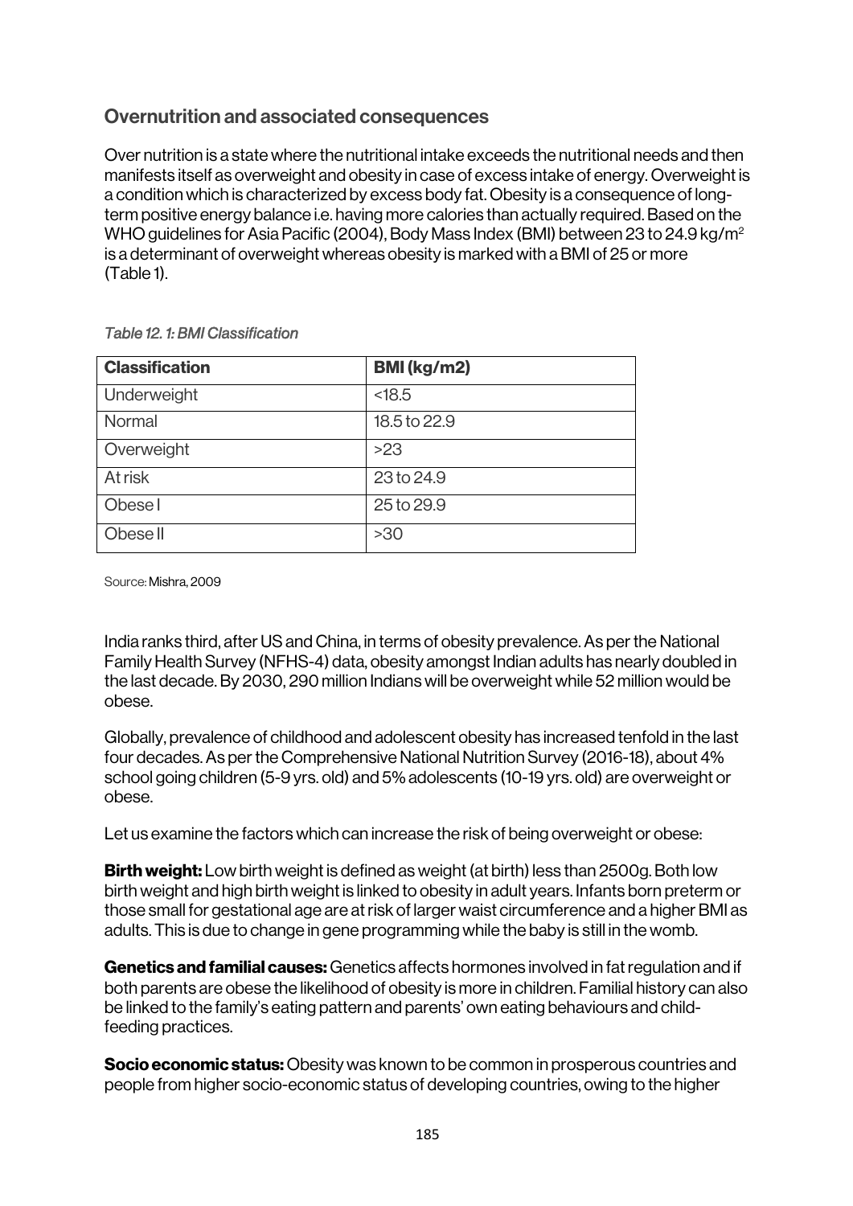## Overnutrition and associated consequences

Over nutrition is a state where the nutritional intake exceeds the nutritional needs and then manifests itself as overweight and obesity in case of excess intake of energy. Overweight is a condition which is characterized by excess body fat. Obesity is a consequence of long-term positive energy balance i.e. having more calories than actually required. Based on the WHO guidelines for Asia Pacific (2004), Body Mass Index (BMI) between 23 to 24.9 kg/m$^2$ is a determinant of overweight whereas obesity is marked with a BMI of 25 or more (Table 1).

*Table 12. 1: BMI Classification*

| **Classification** | **BMI (kg/m2)** |
|---|---|
| Underweight | <18.5 |
| Normal | 18.5 to 22.9 |
| Overweight | >23 |
| At risk | 23 to 24.9 |
| Obese I | 25 to 29.9 |
| Obese II | >30 |

Source: Mishra, 2009

India ranks third, after US and China, in terms of obesity prevalence. As per the National Family Health Survey (NFHS-4) data, obesity amongst Indian adults has nearly doubled in the last decade. By 2030, 290 million Indians will be overweight while 52 million would be obese.

Globally, prevalence of childhood and adolescent obesity has increased tenfold in the last four decades. As per the Comprehensive National Nutrition Survey (2016-18), about 4% school going children (5-9 yrs. old) and 5% adolescents (10-19 yrs. old) are overweight or obese.

Let us examine the factors which can increase the risk of being overweight or obese:

**Birth weight:** Low birth weight is defined as weight (at birth) less than 2500g. Both low birth weight and high birth weight is linked to obesity in adult years. Infants born preterm or those small for gestational age are at risk of larger waist circumference and a higher BMI as adults. This is due to change in gene programming while the baby is still in the womb.

**Genetics and familial causes:** Genetics affects hormones involved in fat regulation and if both parents are obese the likelihood of obesity is more in children. Familial history can also be linked to the family's eating pattern and parents' own eating behaviours and child-feeding practices.

**Socio economic status:** Obesity was known to be common in prosperous countries and people from higher socio-economic status of developing countries, owing to the higher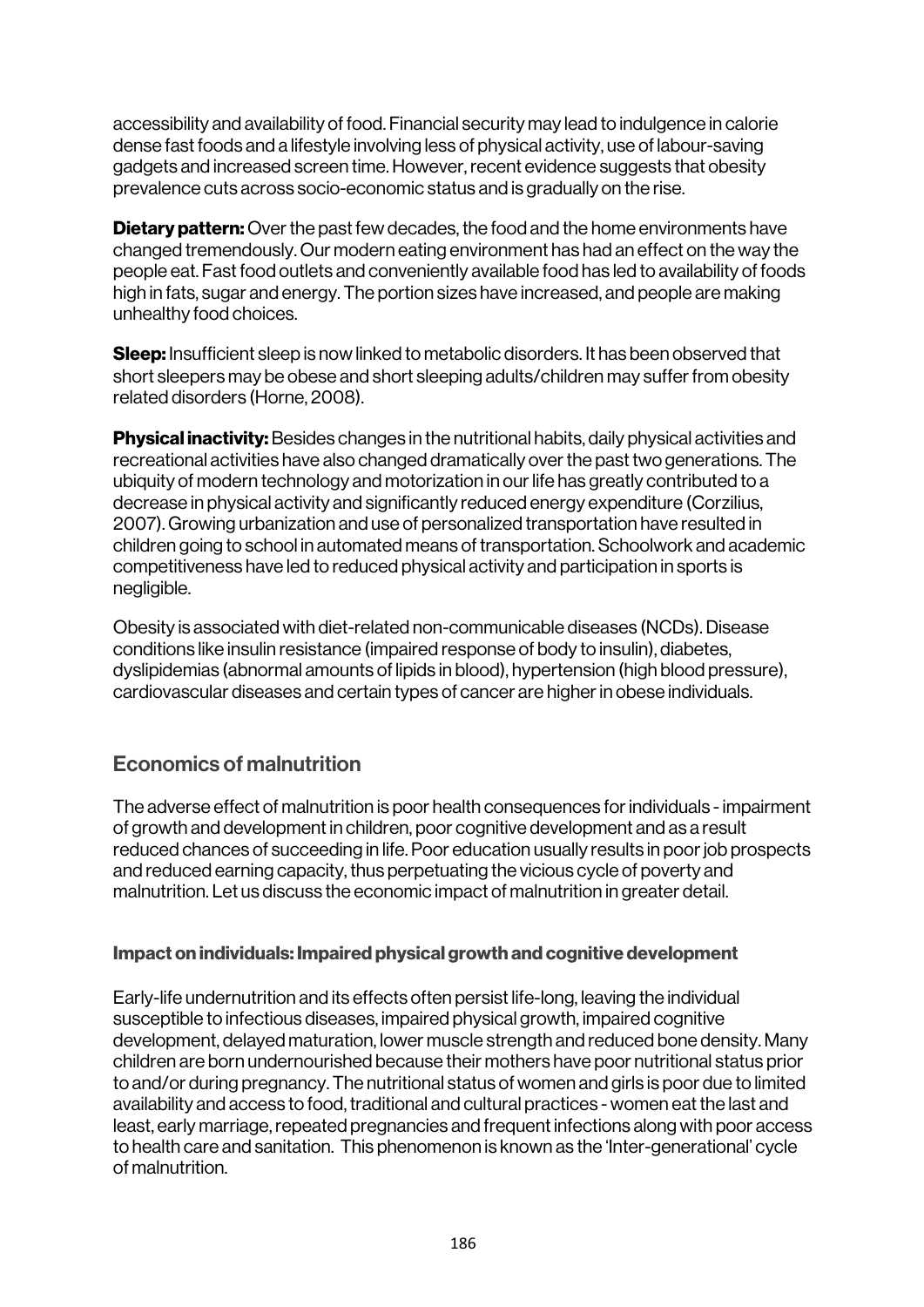accessibility and availability of food. Financial security may lead to indulgence in calorie dense fast foods and a lifestyle involving less of physical activity, use of labour-saving gadgets and increased screen time. However, recent evidence suggests that obesity prevalence cuts across socio-economic status and is gradually on the rise.

**Dietary pattern:** Over the past few decades, the food and the home environments have changed tremendously. Our modern eating environment has had an effect on the way the people eat. Fast food outlets and conveniently available food has led to availability of foods high in fats, sugar and energy. The portion sizes have increased, and people are making unhealthy food choices.

**Sleep:** Insufficient sleep is now linked to metabolic disorders. It has been observed that short sleepers may be obese and short sleeping adults/children may suffer from obesity related disorders (Horne, 2008).

**Physical inactivity:** Besides changes in the nutritional habits, daily physical activities and recreational activities have also changed dramatically over the past two generations. The ubiquity of modern technology and motorization in our life has greatly contributed to a decrease in physical activity and significantly reduced energy expenditure (Corzilius, 2007). Growing urbanization and use of personalized transportation have resulted in children going to school in automated means of transportation. Schoolwork and academic competitiveness have led to reduced physical activity and participation in sports is negligible.

Obesity is associated with diet-related non-communicable diseases (NCDs). Disease conditions like insulin resistance (impaired response of body to insulin), diabetes, dyslipidemias (abnormal amounts of lipids in blood), hypertension (high blood pressure), cardiovascular diseases and certain types of cancer are higher in obese individuals.

## Economics of malnutrition

The adverse effect of malnutrition is poor health consequences for individuals - impairment of growth and development in children, poor cognitive development and as a result reduced chances of succeeding in life. Poor education usually results in poor job prospects and reduced earning capacity, thus perpetuating the vicious cycle of poverty and malnutrition. Let us discuss the economic impact of malnutrition in greater detail.

### Impact on individuals: Impaired physical growth and cognitive development

Early-life undernutrition and its effects often persist life-long, leaving the individual susceptible to infectious diseases, impaired physical growth, impaired cognitive development, delayed maturation, lower muscle strength and reduced bone density. Many children are born undernourished because their mothers have poor nutritional status prior to and/or during pregnancy. The nutritional status of women and girls is poor due to limited availability and access to food, traditional and cultural practices - women eat the last and least, early marriage, repeated pregnancies and frequent infections along with poor access to health care and sanitation. This phenomenon is known as the 'Inter-generational' cycle of malnutrition.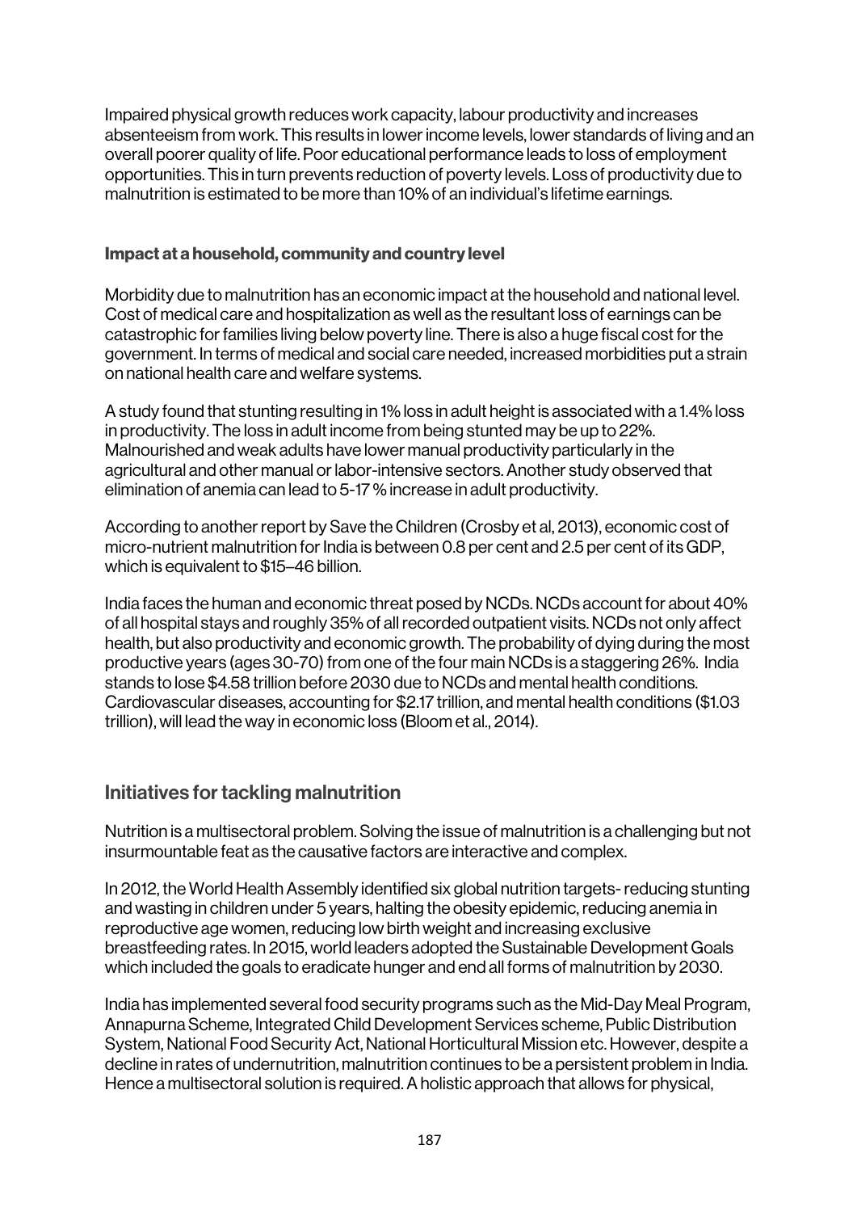Impaired physical growth reduces work capacity, labour productivity and increases absenteeism from work. This results in lower income levels, lower standards of living and an overall poorer quality of life. Poor educational performance leads to loss of employment opportunities. This in turn prevents reduction of poverty levels. Loss of productivity due to malnutrition is estimated to be more than 10% of an individual's lifetime earnings.

#### Impact at a household, community and country level

Morbidity due to malnutrition has an economic impact at the household and national level. Cost of medical care and hospitalization as well as the resultant loss of earnings can be catastrophic for families living below poverty line. There is also a huge fiscal cost for the government. In terms of medical and social care needed, increased morbidities put a strain on national health care and welfare systems.

A study found that stunting resulting in 1% loss in adult height is associated with a 1.4% loss in productivity. The loss in adult income from being stunted may be up to 22%. Malnourished and weak adults have lower manual productivity particularly in the agricultural and other manual or labor-intensive sectors. Another study observed that elimination of anemia can lead to 5-17 % increase in adult productivity.

According to another report by Save the Children (Crosby et al, 2013), economic cost of micro-nutrient malnutrition for India is between 0.8 per cent and 2.5 per cent of its GDP, which is equivalent to $15–46 billion.

India faces the human and economic threat posed by NCDs. NCDs account for about 40% of all hospital stays and roughly 35% of all recorded outpatient visits. NCDs not only affect health, but also productivity and economic growth. The probability of dying during the most productive years (ages 30-70) from one of the four main NCDs is a staggering 26%. India stands to lose $4.58 trillion before 2030 due to NCDs and mental health conditions. Cardiovascular diseases, accounting for $2.17 trillion, and mental health conditions ($1.03 trillion), will lead the way in economic loss (Bloom et al., 2014).

### Initiatives for tackling malnutrition

Nutrition is a multisectoral problem. Solving the issue of malnutrition is a challenging but not insurmountable feat as the causative factors are interactive and complex.

In 2012, the World Health Assembly identified six global nutrition targets- reducing stunting and wasting in children under 5 years, halting the obesity epidemic, reducing anemia in reproductive age women, reducing low birth weight and increasing exclusive breastfeeding rates. In 2015, world leaders adopted the Sustainable Development Goals which included the goals to eradicate hunger and end all forms of malnutrition by 2030.

India has implemented several food security programs such as the Mid-Day Meal Program, Annapurna Scheme, Integrated Child Development Services scheme, Public Distribution System, National Food Security Act, National Horticultural Mission etc. However, despite a decline in rates of undernutrition, malnutrition continues to be a persistent problem in India. Hence a multisectoral solution is required. A holistic approach that allows for physical,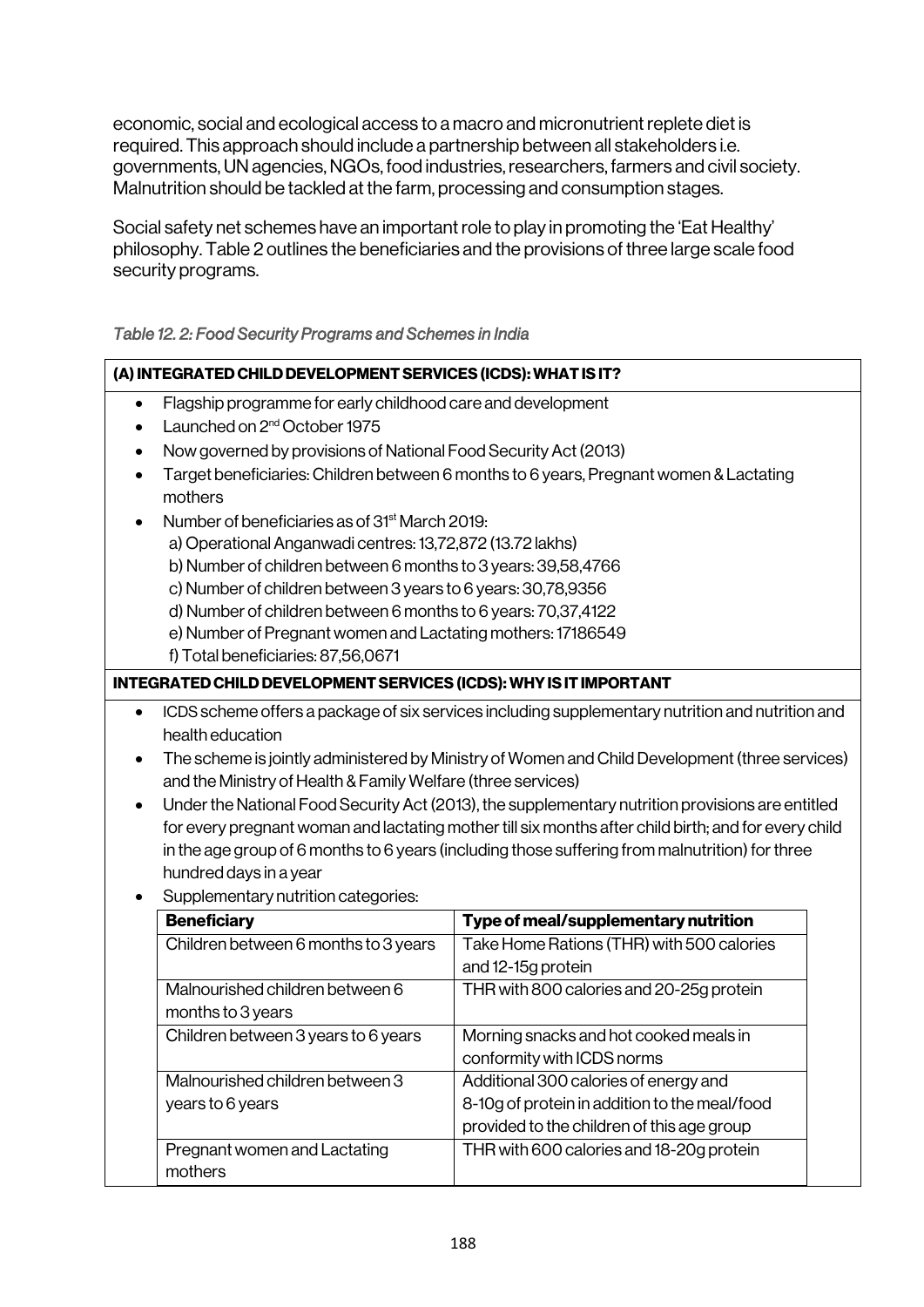economic, social and ecological access to a macro and micronutrient replete diet is required. This approach should include a partnership between all stakeholders i.e. governments, UN agencies, NGOs, food industries, researchers, farmers and civil society. Malnutrition should be tackled at the farm, processing and consumption stages.

Social safety net schemes have an important role to play in promoting the 'Eat Healthy' philosophy. Table 2 outlines the beneficiaries and the provisions of three large scale food security programs.

*Table 12. 2: Food Security Programs and Schemes in India*

**(A) INTEGRATED CHILD DEVELOPMENT SERVICES (ICDS): WHAT IS IT?**

- Flagship programme for early childhood care and development
- Launched on 2nd October 1975
- Now governed by provisions of National Food Security Act (2013)
- Target beneficiaries: Children between 6 months to 6 years, Pregnant women & Lactating mothers
- Number of beneficiaries as of 31st March 2019:
  - a) Operational Anganwadi centres: 13,72,872 (13.72 lakhs)
  - b) Number of children between 6 months to 3 years: 39,58,4766
  - c) Number of children between 3 years to 6 years: 30,78,9356
  - d) Number of children between 6 months to 6 years: 70,37,4122
  - e) Number of Pregnant women and Lactating mothers: 17186549
  - f) Total beneficiaries: 87,56,0671

**INTEGRATED CHILD DEVELOPMENT SERVICES (ICDS): WHY IS IT IMPORTANT**

- ICDS scheme offers a package of six services including supplementary nutrition and nutrition and health education
- The scheme is jointly administered by Ministry of Women and Child Development (three services) and the Ministry of Health & Family Welfare (three services)
- Under the National Food Security Act (2013), the supplementary nutrition provisions are entitled for every pregnant woman and lactating mother till six months after child birth; and for every child in the age group of 6 months to 6 years (including those suffering from malnutrition) for three hundred days in a year
- Supplementary nutrition categories:

| Beneficiary | Type of meal/supplementary nutrition |
|---|---|
| Children between 6 months to 3 years | Take Home Rations (THR) with 500 calories and 12-15g protein |
| Malnourished children between 6 months to 3 years | THR with 800 calories and 20-25g protein |
| Children between 3 years to 6 years | Morning snacks and hot cooked meals in conformity with ICDS norms |
| Malnourished children between 3 years to 6 years | Additional 300 calories of energy and 8-10g of protein in addition to the meal/food provided to the children of this age group |
| Pregnant women and Lactating mothers | THR with 600 calories and 18-20g protein |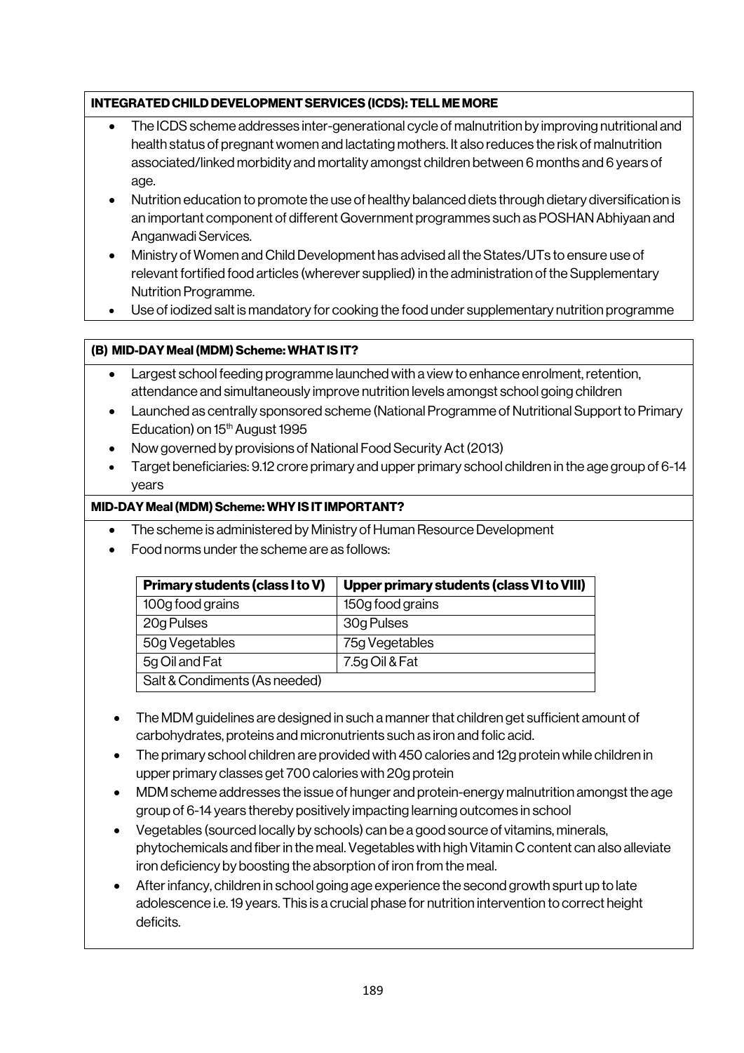**INTEGRATED CHILD DEVELOPMENT SERVICES (ICDS): TELL ME MORE**

- The ICDS scheme addresses inter-generational cycle of malnutrition by improving nutritional and health status of pregnant women and lactating mothers. It also reduces the risk of malnutrition associated/linked morbidity and mortality amongst children between 6 months and 6 years of age.
- Nutrition education to promote the use of healthy balanced diets through dietary diversification is an important component of different Government programmes such as POSHAN Abhiyaan and Anganwadi Services.
- Ministry of Women and Child Development has advised all the States/UTs to ensure use of relevant fortified food articles (wherever supplied) in the administration of the Supplementary Nutrition Programme.
- Use of iodized salt is mandatory for cooking the food under supplementary nutrition programme

**(B) MID-DAY Meal (MDM) Scheme: WHAT IS IT?**

- Largest school feeding programme launched with a view to enhance enrolment, retention, attendance and simultaneously improve nutrition levels amongst school going children
- Launched as centrally sponsored scheme (National Programme of Nutritional Support to Primary Education) on 15th August 1995
- Now governed by provisions of National Food Security Act (2013)
- Target beneficiaries: 9.12 crore primary and upper primary school children in the age group of 6-14 years

**MID-DAY Meal (MDM) Scheme: WHY IS IT IMPORTANT?**

- The scheme is administered by Ministry of Human Resource Development
- Food norms under the scheme are as follows:

| Primary students (class I to V) | Upper primary students (class VI to VIII) |
|---|---|
| 100g food grains | 150g food grains |
| 20g Pulses | 30g Pulses |
| 50g Vegetables | 75g Vegetables |
| 5g Oil and Fat | 7.5g Oil & Fat |
| Salt & Condiments (As needed) | |

- The MDM guidelines are designed in such a manner that children get sufficient amount of carbohydrates, proteins and micronutrients such as iron and folic acid.
- The primary school children are provided with 450 calories and 12g protein while children in upper primary classes get 700 calories with 20g protein
- MDM scheme addresses the issue of hunger and protein-energy malnutrition amongst the age group of 6-14 years thereby positively impacting learning outcomes in school
- Vegetables (sourced locally by schools) can be a good source of vitamins, minerals, phytochemicals and fiber in the meal. Vegetables with high Vitamin C content can also alleviate iron deficiency by boosting the absorption of iron from the meal.
- After infancy, children in school going age experience the second growth spurt up to late adolescence i.e. 19 years. This is a crucial phase for nutrition intervention to correct height deficits.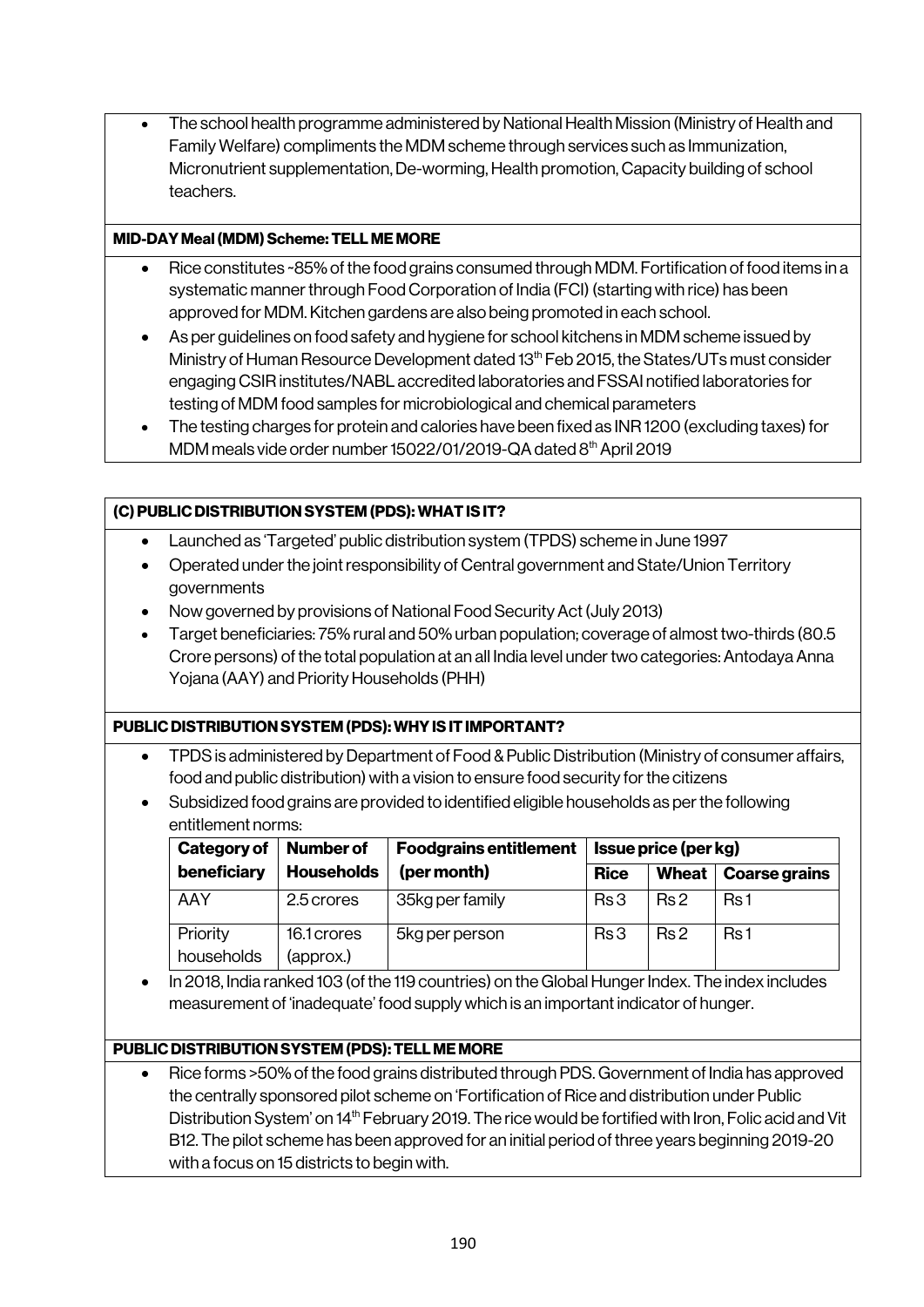- The school health programme administered by National Health Mission (Ministry of Health and Family Welfare) compliments the MDM scheme through services such as Immunization, Micronutrient supplementation, De-worming, Health promotion, Capacity building of school teachers.

**MID-DAY Meal (MDM) Scheme: TELL ME MORE**

- Rice constitutes ~85% of the food grains consumed through MDM. Fortification of food items in a systematic manner through Food Corporation of India (FCI) (starting with rice) has been approved for MDM. Kitchen gardens are also being promoted in each school.
- As per guidelines on food safety and hygiene for school kitchens in MDM scheme issued by Ministry of Human Resource Development dated 13th Feb 2015, the States/UTs must consider engaging CSIR institutes/NABL accredited laboratories and FSSAI notified laboratories for testing of MDM food samples for microbiological and chemical parameters
- The testing charges for protein and calories have been fixed as INR 1200 (excluding taxes) for MDM meals vide order number 15022/01/2019-QA dated 8th April 2019

**(C) PUBLIC DISTRIBUTION SYSTEM (PDS): WHAT IS IT?**

- Launched as 'Targeted' public distribution system (TPDS) scheme in June 1997
- Operated under the joint responsibility of Central government and State/Union Territory governments
- Now governed by provisions of National Food Security Act (July 2013)
- Target beneficiaries: 75% rural and 50% urban population; coverage of almost two-thirds (80.5 Crore persons) of the total population at an all India level under two categories: Antodaya Anna Yojana (AAY) and Priority Households (PHH)

**PUBLIC DISTRIBUTION SYSTEM (PDS): WHY IS IT IMPORTANT?**

- TPDS is administered by Department of Food & Public Distribution (Ministry of consumer affairs, food and public distribution) with a vision to ensure food security for the citizens
- Subsidized food grains are provided to identified eligible households as per the following entitlement norms:

| Category of beneficiary | Number of Households | Foodgrains entitlement (per month) | Issue price (per kg) | | |
|---|---|---|---|---|---|
| | | | Rice | Wheat | Coarse grains |
| AAY | 2.5 crores | 35kg per family | Rs 3 | Rs 2 | Rs 1 |
| Priority households | 16.1 crores (approx.) | 5kg per person | Rs 3 | Rs 2 | Rs 1 |

- In 2018, India ranked 103 (of the 119 countries) on the Global Hunger Index. The index includes measurement of 'inadequate' food supply which is an important indicator of hunger.

**PUBLIC DISTRIBUTION SYSTEM (PDS): TELL ME MORE**

- Rice forms >50% of the food grains distributed through PDS. Government of India has approved the centrally sponsored pilot scheme on 'Fortification of Rice and distribution under Public Distribution System' on 14th February 2019. The rice would be fortified with Iron, Folic acid and Vit B12. The pilot scheme has been approved for an initial period of three years beginning 2019-20 with a focus on 15 districts to begin with.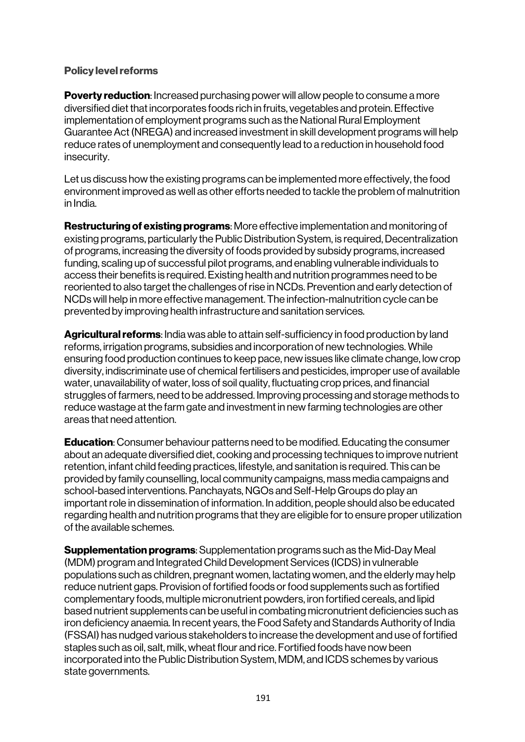### Policy level reforms

**Poverty reduction**: Increased purchasing power will allow people to consume a more diversified diet that incorporates foods rich in fruits, vegetables and protein. Effective implementation of employment programs such as the National Rural Employment Guarantee Act (NREGA) and increased investment in skill development programs will help reduce rates of unemployment and consequently lead to a reduction in household food insecurity.

Let us discuss how the existing programs can be implemented more effectively, the food environment improved as well as other efforts needed to tackle the problem of malnutrition in India.

**Restructuring of existing programs**: More effective implementation and monitoring of existing programs, particularly the Public Distribution System, is required, Decentralization of programs, increasing the diversity of foods provided by subsidy programs, increased funding, scaling up of successful pilot programs, and enabling vulnerable individuals to access their benefits is required. Existing health and nutrition programmes need to be reoriented to also target the challenges of rise in NCDs. Prevention and early detection of NCDs will help in more effective management. The infection-malnutrition cycle can be prevented by improving health infrastructure and sanitation services.

**Agricultural reforms**: India was able to attain self-sufficiency in food production by land reforms, irrigation programs, subsidies and incorporation of new technologies. While ensuring food production continues to keep pace, new issues like climate change, low crop diversity, indiscriminate use of chemical fertilisers and pesticides, improper use of available water, unavailability of water, loss of soil quality, fluctuating crop prices, and financial struggles of farmers, need to be addressed. Improving processing and storage methods to reduce wastage at the farm gate and investment in new farming technologies are other areas that need attention.

**Education**: Consumer behaviour patterns need to be modified. Educating the consumer about an adequate diversified diet, cooking and processing techniques to improve nutrient retention, infant child feeding practices, lifestyle, and sanitation is required. This can be provided by family counselling, local community campaigns, mass media campaigns and school-based interventions. Panchayats, NGOs and Self-Help Groups do play an important role in dissemination of information. In addition, people should also be educated regarding health and nutrition programs that they are eligible for to ensure proper utilization of the available schemes.

**Supplementation programs**: Supplementation programs such as the Mid-Day Meal (MDM) program and Integrated Child Development Services (ICDS) in vulnerable populations such as children, pregnant women, lactating women, and the elderly may help reduce nutrient gaps. Provision of fortified foods or food supplements such as fortified complementary foods, multiple micronutrient powders, iron fortified cereals, and lipid based nutrient supplements can be useful in combating micronutrient deficiencies such as iron deficiency anaemia. In recent years, the Food Safety and Standards Authority of India (FSSAI) has nudged various stakeholders to increase the development and use of fortified staples such as oil, salt, milk, wheat flour and rice. Fortified foods have now been incorporated into the Public Distribution System, MDM, and ICDS schemes by various state governments.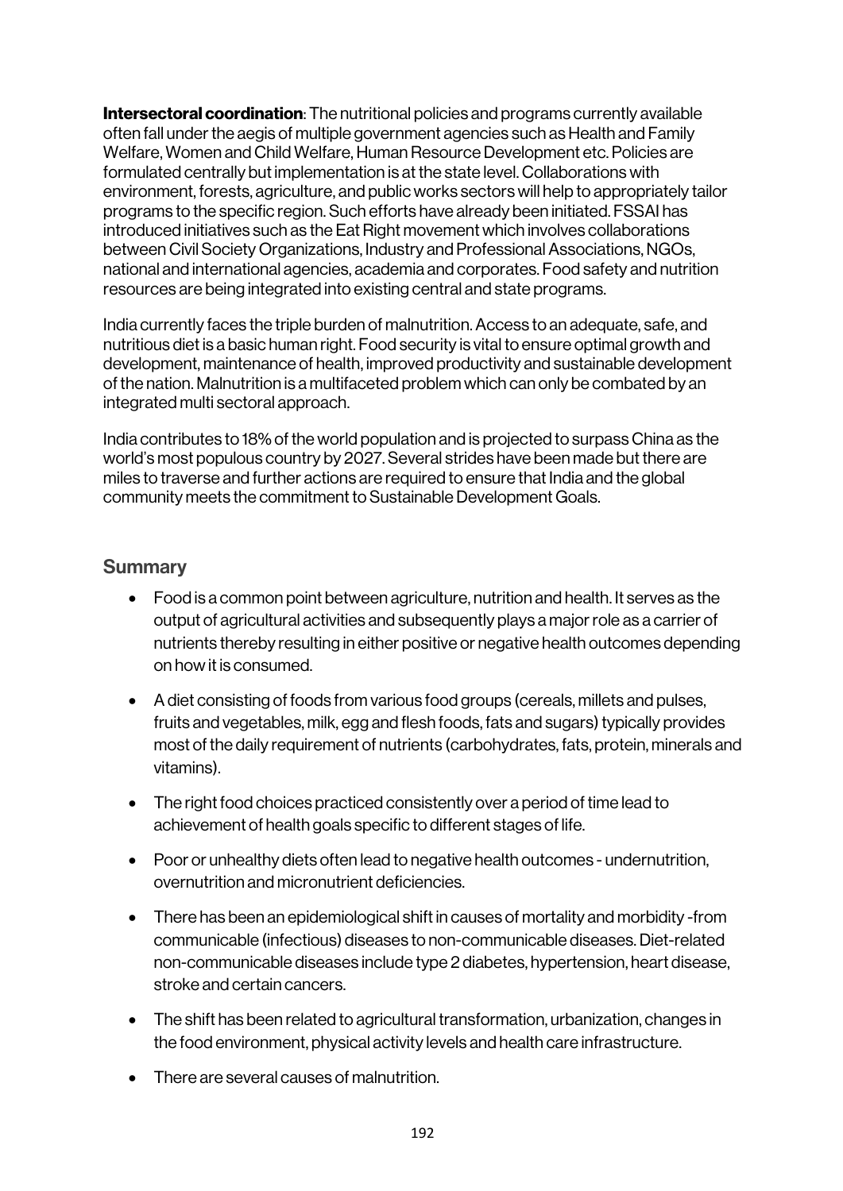**Intersectoral coordination**: The nutritional policies and programs currently available often fall under the aegis of multiple government agencies such as Health and Family Welfare, Women and Child Welfare, Human Resource Development etc. Policies are formulated centrally but implementation is at the state level. Collaborations with environment, forests, agriculture, and public works sectors will help to appropriately tailor programs to the specific region. Such efforts have already been initiated. FSSAI has introduced initiatives such as the Eat Right movement which involves collaborations between Civil Society Organizations, Industry and Professional Associations, NGOs, national and international agencies, academia and corporates. Food safety and nutrition resources are being integrated into existing central and state programs.

India currently faces the triple burden of malnutrition. Access to an adequate, safe, and nutritious diet is a basic human right. Food security is vital to ensure optimal growth and development, maintenance of health, improved productivity and sustainable development of the nation. Malnutrition is a multifaceted problem which can only be combated by an integrated multi sectoral approach.

India contributes to 18% of the world population and is projected to surpass China as the world's most populous country by 2027. Several strides have been made but there are miles to traverse and further actions are required to ensure that India and the global community meets the commitment to Sustainable Development Goals.

## Summary

- Food is a common point between agriculture, nutrition and health. It serves as the output of agricultural activities and subsequently plays a major role as a carrier of nutrients thereby resulting in either positive or negative health outcomes depending on how it is consumed.
- A diet consisting of foods from various food groups (cereals, millets and pulses, fruits and vegetables, milk, egg and flesh foods, fats and sugars) typically provides most of the daily requirement of nutrients (carbohydrates, fats, protein, minerals and vitamins).
- The right food choices practiced consistently over a period of time lead to achievement of health goals specific to different stages of life.
- Poor or unhealthy diets often lead to negative health outcomes - undernutrition, overnutrition and micronutrient deficiencies.
- There has been an epidemiological shift in causes of mortality and morbidity -from communicable (infectious) diseases to non-communicable diseases. Diet-related non-communicable diseases include type 2 diabetes, hypertension, heart disease, stroke and certain cancers.
- The shift has been related to agricultural transformation, urbanization, changes in the food environment, physical activity levels and health care infrastructure.
- There are several causes of malnutrition.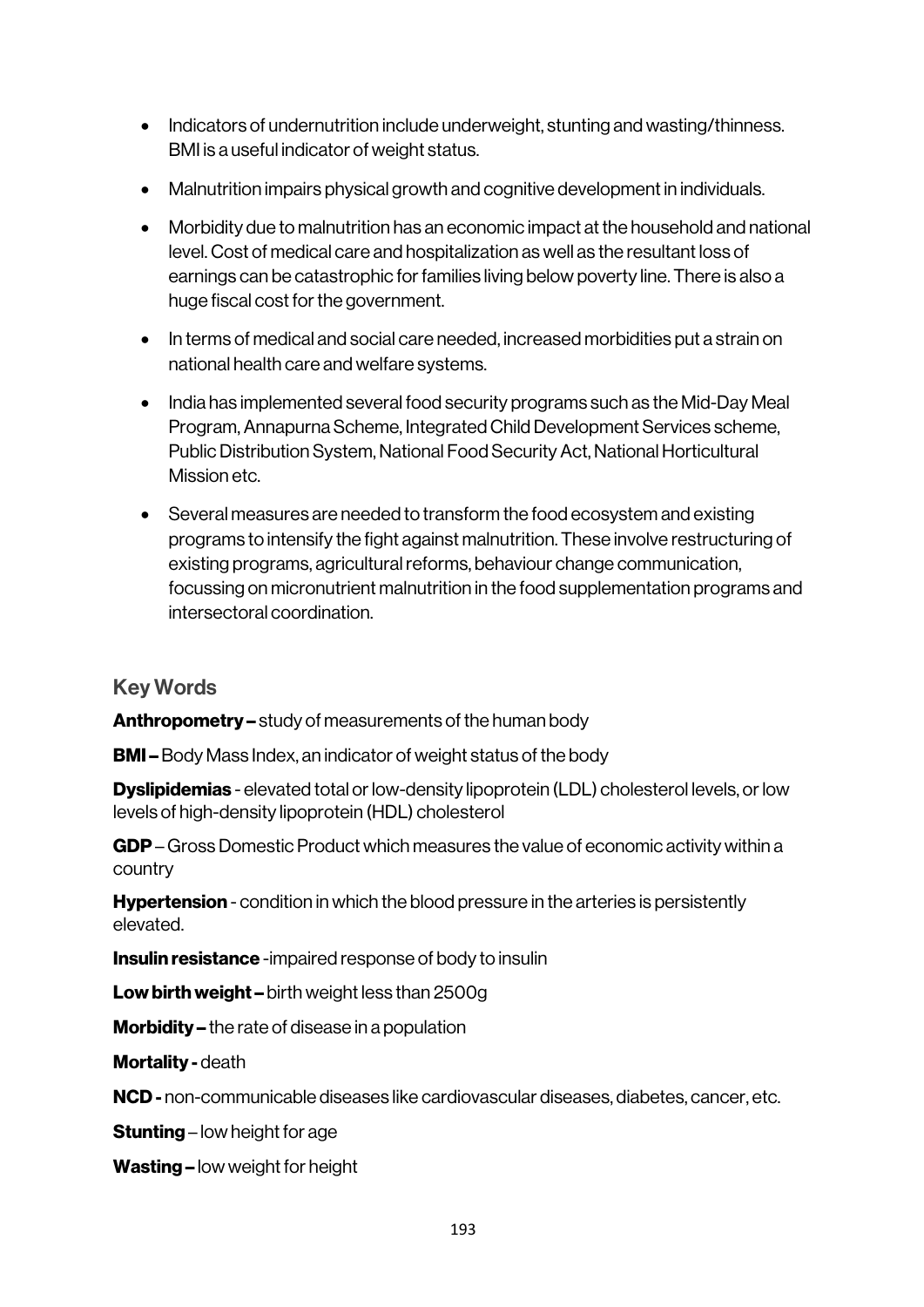- Indicators of undernutrition include underweight, stunting and wasting/thinness. BMI is a useful indicator of weight status.
- Malnutrition impairs physical growth and cognitive development in individuals.
- Morbidity due to malnutrition has an economic impact at the household and national level. Cost of medical care and hospitalization as well as the resultant loss of earnings can be catastrophic for families living below poverty line. There is also a huge fiscal cost for the government.
- In terms of medical and social care needed, increased morbidities put a strain on national health care and welfare systems.
- India has implemented several food security programs such as the Mid-Day Meal Program, Annapurna Scheme, Integrated Child Development Services scheme, Public Distribution System, National Food Security Act, National Horticultural Mission etc.
- Several measures are needed to transform the food ecosystem and existing programs to intensify the fight against malnutrition. These involve restructuring of existing programs, agricultural reforms, behaviour change communication, focussing on micronutrient malnutrition in the food supplementation programs and intersectoral coordination.

## Key Words

**Anthropometry –** study of measurements of the human body

**BMI –** Body Mass Index, an indicator of weight status of the body

**Dyslipidemias** - elevated total or low-density lipoprotein (LDL) cholesterol levels, or low levels of high-density lipoprotein (HDL) cholesterol

**GDP** – Gross Domestic Product which measures the value of economic activity within a country

**Hypertension** - condition in which the blood pressure in the arteries is persistently elevated.

**Insulin resistance** -impaired response of body to insulin

**Low birth weight –** birth weight less than 2500g

**Morbidity –** the rate of disease in a population

**Mortality -** death

**NCD -** non-communicable diseases like cardiovascular diseases, diabetes, cancer, etc.

**Stunting** – low height for age

**Wasting –** low weight for height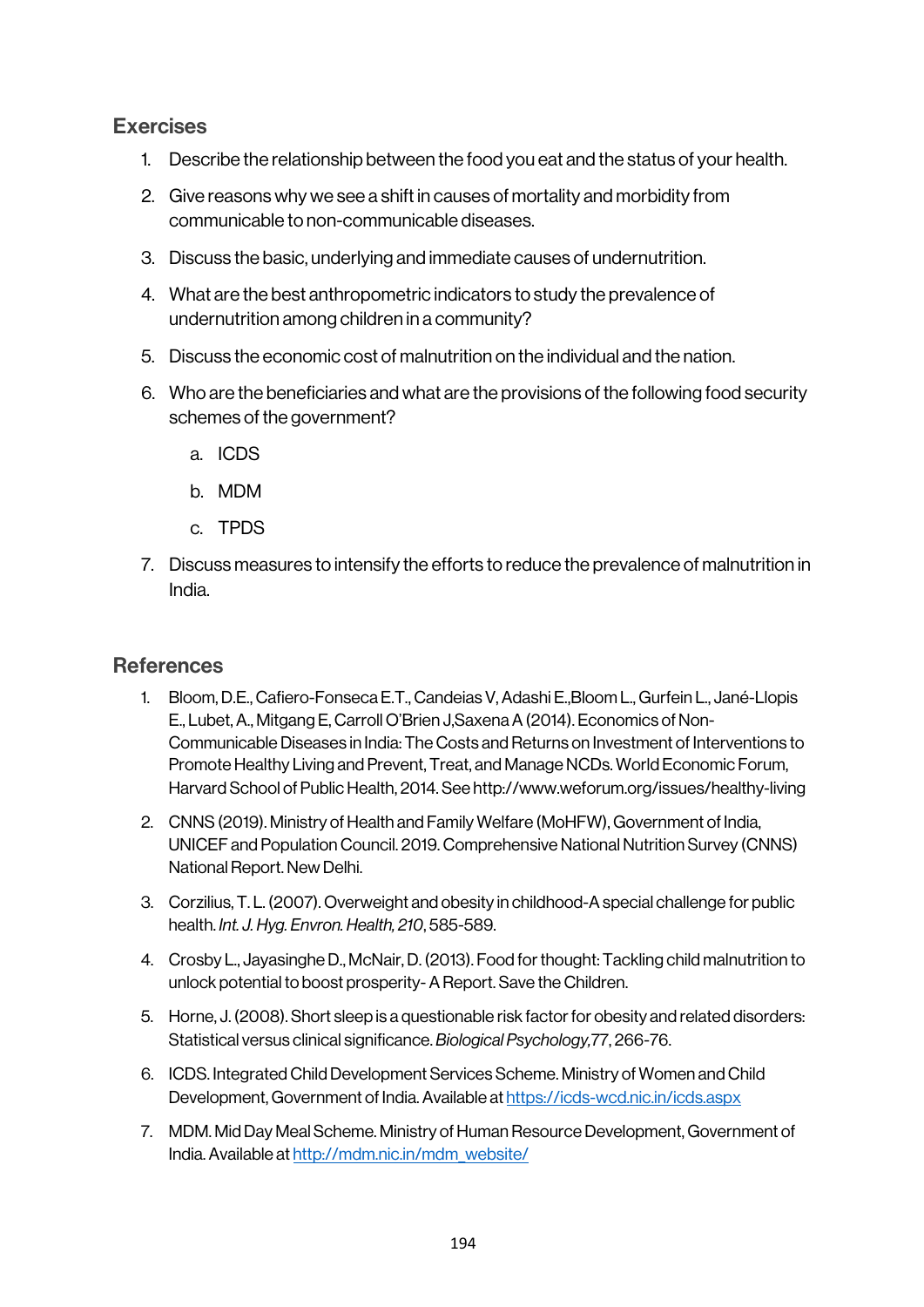## Exercises

1. Describe the relationship between the food you eat and the status of your health.
2. Give reasons why we see a shift in causes of mortality and morbidity from communicable to non-communicable diseases.
3. Discuss the basic, underlying and immediate causes of undernutrition.
4. What are the best anthropometric indicators to study the prevalence of undernutrition among children in a community?
5. Discuss the economic cost of malnutrition on the individual and the nation.
6. Who are the beneficiaries and what are the provisions of the following food security schemes of the government?
   a. ICDS
   b. MDM
   c. TPDS
7. Discuss measures to intensify the efforts to reduce the prevalence of malnutrition in India.

## References

1. Bloom, D.E., Cafiero-Fonseca E.T., Candeias V, Adashi E.,Bloom L., Gurfein L., Jané-Llopis E., Lubet, A., Mitgang E, Carroll O'Brien J,Saxena A (2014). Economics of Non-Communicable Diseases in India: The Costs and Returns on Investment of Interventions to Promote Healthy Living and Prevent, Treat, and Manage NCDs. World Economic Forum, Harvard School of Public Health, 2014. See http://www.weforum.org/issues/healthy-living
2. CNNS (2019). Ministry of Health and Family Welfare (MoHFW), Government of India, UNICEF and Population Council. 2019. Comprehensive National Nutrition Survey (CNNS) National Report. New Delhi.
3. Corzilius, T. L. (2007). Overweight and obesity in childhood-A special challenge for public health. *Int. J. Hyg. Envron. Health, 210*, 585-589.
4. Crosby L., Jayasinghe D., McNair, D. (2013). Food for thought: Tackling child malnutrition to unlock potential to boost prosperity- A Report. Save the Children.
5. Horne, J. (2008). Short sleep is a questionable risk factor for obesity and related disorders: Statistical versus clinical significance. *Biological Psychology,77*, 266-76.
6. ICDS. Integrated Child Development Services Scheme. Ministry of Women and Child Development, Government of India. Available at https://icds-wcd.nic.in/icds.aspx
7. MDM. Mid Day Meal Scheme. Ministry of Human Resource Development, Government of India. Available at http://mdm.nic.in/mdm_website/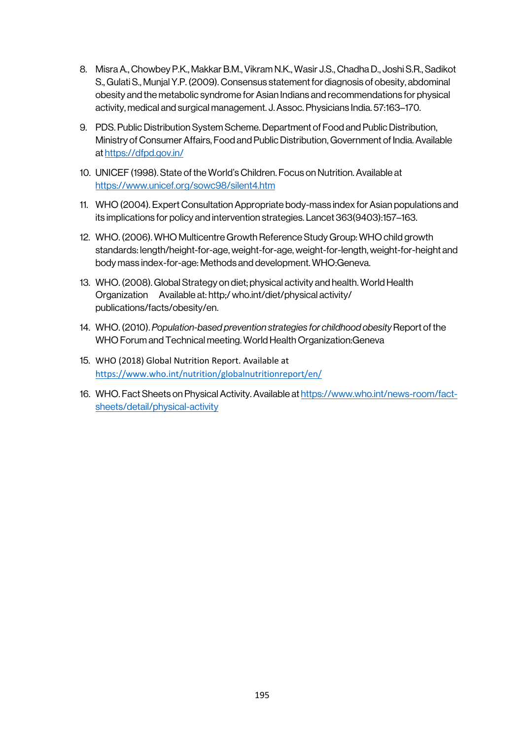8. Misra A., Chowbey P.K., Makkar B.M., Vikram N.K., Wasir J.S., Chadha D., Joshi S.R., Sadikot S., Gulati S., Munjal Y.P. (2009). Consensus statement for diagnosis of obesity, abdominal obesity and the metabolic syndrome for Asian Indians and recommendations for physical activity, medical and surgical management. J. Assoc. Physicians India. 57:163–170.

9. PDS. Public Distribution System Scheme. Department of Food and Public Distribution, Ministry of Consumer Affairs, Food and Public Distribution, Government of India. Available at https://dfpd.gov.in/

10. UNICEF (1998). State of the World's Children. Focus on Nutrition. Available at https://www.unicef.org/sowc98/silent4.htm

11. WHO (2004). Expert Consultation Appropriate body-mass index for Asian populations and its implications for policy and intervention strategies. Lancet 363(9403):157–163.

12. WHO. (2006). WHO Multicentre Growth Reference Study Group: WHO child growth standards: length/height-for-age, weight-for-age, weight-for-length, weight-for-height and body mass index-for-age: Methods and development. WHO:Geneva.

13. WHO. (2008). Global Strategy on diet; physical activity and health. World Health Organization Available at: http;/ who.int/diet/physical activity/ publications/facts/obesity/en.

14. WHO. (2010). *Population-based prevention strategies for childhood obesity* Report of the WHO Forum and Technical meeting. World Health Organization:Geneva

15. WHO (2018) Global Nutrition Report. Available at https://www.who.int/nutrition/globalnutritionreport/en/

16. WHO. Fact Sheets on Physical Activity. Available at https://www.who.int/news-room/fact-sheets/detail/physical-activity